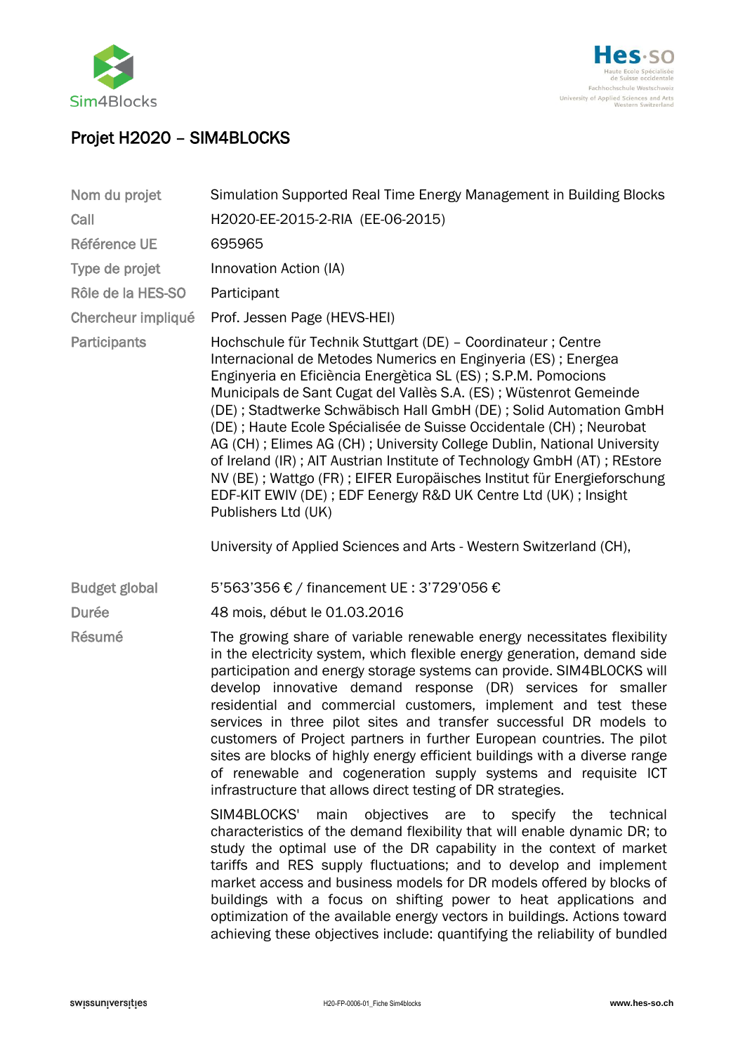# Projet H2020 – SIM4BLOCKS

| | |
|---|---|
| Nom du projet | Simulation Supported Real Time Energy Management in Building Blocks |
| Call | H2020-EE-2015-2-RIA (EE-06-2015) |
| Référence UE | 695965 |
| Type de projet | Innovation Action (IA) |
| Rôle de la HES-SO | Participant |
| Chercheur impliqué | Prof. Jessen Page (HEVS-HEI) |
| Participants | Hochschule für Technik Stuttgart (DE) – Coordinateur ; Centre Internacional de Metodes Numerics en Enginyeria (ES) ; Energea Enginyeria en Eficiència Energètica SL (ES) ; S.P.M. Pomocions Municipals de Sant Cugat del Vallès S.A. (ES) ; Wüstenrot Gemeinde (DE) ; Stadtwerke Schwäbisch Hall GmbH (DE) ; Solid Automation GmbH (DE) ; Haute Ecole Spécialisée de Suisse Occidentale (CH) ; Neurobat AG (CH) ; Elimes AG (CH) ; University College Dublin, National University of Ireland (IR) ; AIT Austrian Institute of Technology GmbH (AT) ; REstore NV (BE) ; Wattgo (FR) ; EIFER Europäisches Institut für Energieforschung EDF-KIT EWIV (DE) ; EDF Eenergy R&D UK Centre Ltd (UK) ; Insight Publishers Ltd (UK)<br><br>University of Applied Sciences and Arts - Western Switzerland (CH), |
| Budget global | 5'563'356 € / financement UE : 3'729'056 € |
| Durée | 48 mois, début le 01.03.2016 |
| Résumé | The growing share of variable renewable energy necessitates flexibility in the electricity system, which flexible energy generation, demand side participation and energy storage systems can provide. SIM4BLOCKS will develop innovative demand response (DR) services for smaller residential and commercial customers, implement and test these services in three pilot sites and transfer successful DR models to customers of Project partners in further European countries. The pilot sites are blocks of highly energy efficient buildings with a diverse range of renewable and cogeneration supply systems and requisite ICT infrastructure that allows direct testing of DR strategies.<br><br>SIM4BLOCKS' main objectives are to specify the technical characteristics of the demand flexibility that will enable dynamic DR; to study the optimal use of the DR capability in the context of market tariffs and RES supply fluctuations; and to develop and implement market access and business models for DR models offered by blocks of buildings with a focus on shifting power to heat applications and optimization of the available energy vectors in buildings. Actions toward achieving these objectives include: quantifying the reliability of bundled |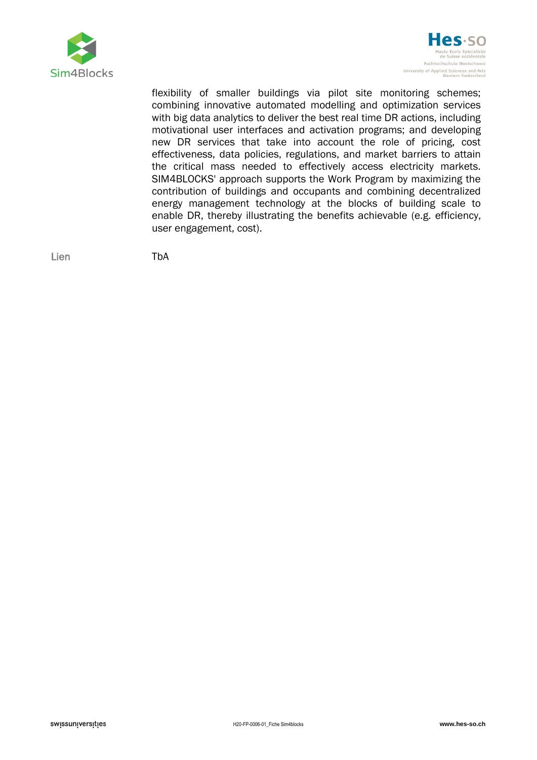flexibility of smaller buildings via pilot site monitoring schemes; combining innovative automated modelling and optimization services with big data analytics to deliver the best real time DR actions, including motivational user interfaces and activation programs; and developing new DR services that take into account the role of pricing, cost effectiveness, data policies, regulations, and market barriers to attain the critical mass needed to effectively access electricity markets. SIM4BLOCKS' approach supports the Work Program by maximizing the contribution of buildings and occupants and combining decentralized energy management technology at the blocks of building scale to enable DR, thereby illustrating the benefits achievable (e.g. efficiency, user engagement, cost).

| | |
|---|---|
| Lien | TbA |